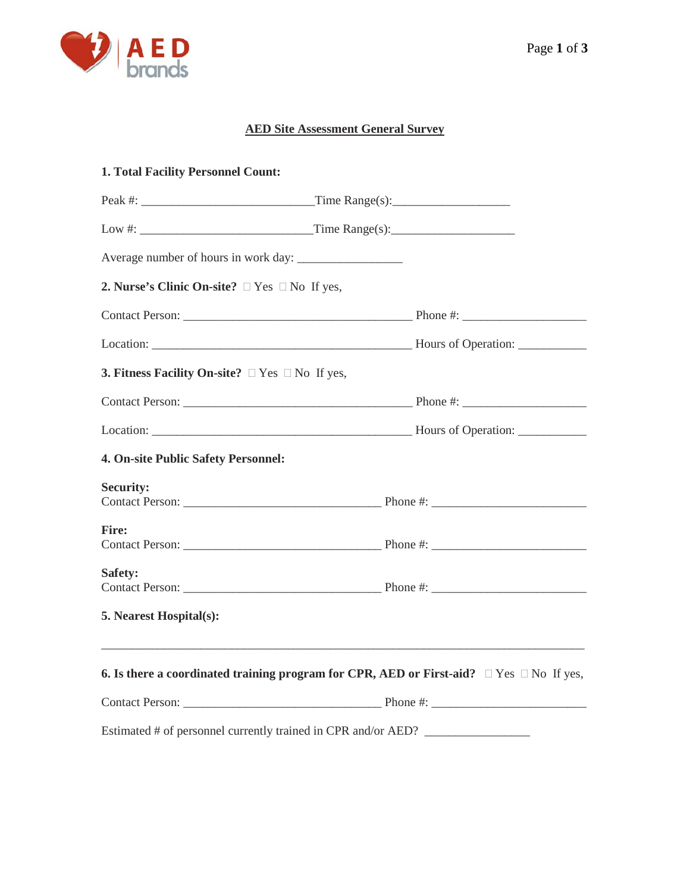# AED Site Assessment General Survey

**1. Total Facility Personnel Count:**

Peak #: ___________________________Time Range(s):__________________

Low #: ___________________________Time Range(s):___________________

Average number of hours in work day: ________________

**2. Nurse's Clinic On-site?** ☐ Yes ☐ No If yes,

Contact Person: ____________________________________ Phone #: ___________________

Location: ________________________________________ Hours of Operation: __________

**3. Fitness Facility On-site?** ☐ Yes ☐ No If yes,

Contact Person: ____________________________________ Phone #: ___________________

Location: ________________________________________ Hours of Operation: __________

**4. On-site Public Safety Personnel:**

**Security:**
Contact Person: _______________________________ Phone #: ________________________

**Fire:**
Contact Person: _______________________________ Phone #: ________________________

**Safety:**
Contact Person: _______________________________ Phone #: ________________________

**5. Nearest Hospital(s):**

___________________________________________________________________________

**6. Is there a coordinated training program for CPR, AED or First-aid?** ☐ Yes ☐ No If yes,

Contact Person: _______________________________ Phone #: ________________________

Estimated # of personnel currently trained in CPR and/or AED? ________________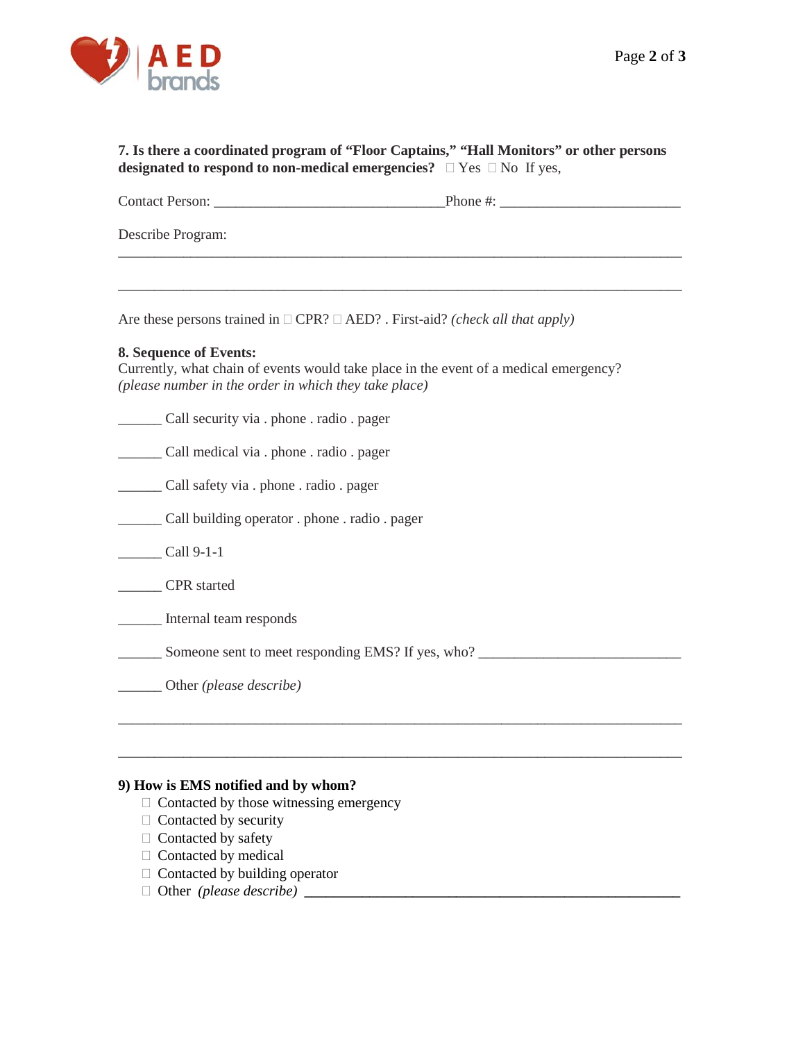**7. Is there a coordinated program of "Floor Captains," "Hall Monitors" or other persons designated to respond to non-medical emergencies?** ☐ Yes ☐ No If yes,

Contact Person: _______________________________ Phone #: ________________________

Describe Program:

___________________________________________________________________________

___________________________________________________________________________

Are these persons trained in ☐ CPR? ☐ AED? . First-aid? *(check all that apply)*

**8. Sequence of Events:**
Currently, what chain of events would take place in the event of a medical emergency? *(please number in the order in which they take place)*

______ Call security via . phone . radio . pager

______ Call medical via . phone . radio . pager

______ Call safety via . phone . radio . pager

______ Call building operator . phone . radio . pager

______ Call 9-1-1

______ CPR started

______ Internal team responds

______ Someone sent to meet responding EMS? If yes, who? ___________________________

______ Other *(please describe)*

___________________________________________________________________________

___________________________________________________________________________

**9) How is EMS notified and by whom?**

- ☐ Contacted by those witnessing emergency
- ☐ Contacted by security
- ☐ Contacted by safety
- ☐ Contacted by medical
- ☐ Contacted by building operator
- ☐ Other *(please describe)* ______________________________________________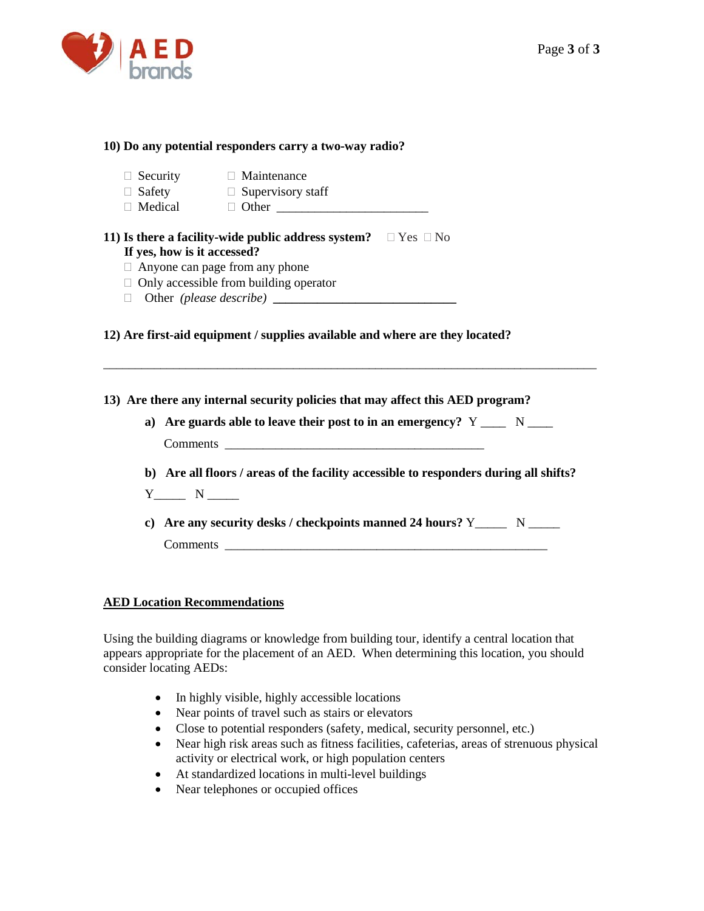**10) Do any potential responders carry a two-way radio?**

- ☐ Security
- ☐ Safety
- ☐ Medical
- ☐ Maintenance
- ☐ Supervisory staff
- ☐ Other ________________________

**11) Is there a facility-wide public address system?** ☐ Yes ☐ No

**If yes, how is it accessed?**

- ☐ Anyone can page from any phone
- ☐ Only accessible from building operator
- ☐ Other *(please describe)* ______________________________

**12) Are first-aid equipment / supplies available and where are they located?**

________________________________________________________________________________

**13) Are there any internal security policies that may affect this AED program?**

**a) Are guards able to leave their post to in an emergency?** Y ____ N ____

Comments __________________________________________

**b) Are all floors / areas of the facility accessible to responders during all shifts?**

Y_____ N _____

**c) Are any security desks / checkpoints manned 24 hours?** Y_____ N _____

Comments _____________________________________________________

**AED Location Recommendations**

Using the building diagrams or knowledge from building tour, identify a central location that appears appropriate for the placement of an AED. When determining this location, you should consider locating AEDs:

- In highly visible, highly accessible locations
- Near points of travel such as stairs or elevators
- Close to potential responders (safety, medical, security personnel, etc.)
- Near high risk areas such as fitness facilities, cafeterias, areas of strenuous physical activity or electrical work, or high population centers
- At standardized locations in multi-level buildings
- Near telephones or occupied offices